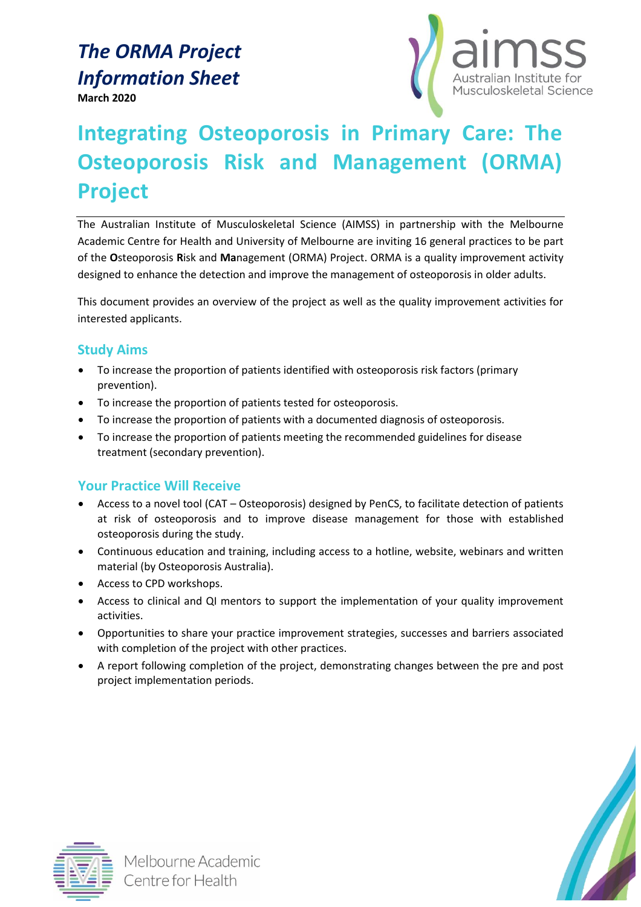# *The ORMA Project Information Sheet*

**March 2020**

## Integrating Osteoporosis in Primary Care: The Osteoporosis Risk and Management (ORMA) Project

The Australian Institute of Musculoskeletal Science (AIMSS) in partnership with the Melbourne Academic Centre for Health and University of Melbourne are inviting 16 general practices to be part of the **O**steoporosis **R**isk and **Ma**nagement (ORMA) Project. ORMA is a quality improvement activity designed to enhance the detection and improve the management of osteoporosis in older adults.

This document provides an overview of the project as well as the quality improvement activities for interested applicants.

### Study Aims

- To increase the proportion of patients identified with osteoporosis risk factors (primary prevention).
- To increase the proportion of patients tested for osteoporosis.
- To increase the proportion of patients with a documented diagnosis of osteoporosis.
- To increase the proportion of patients meeting the recommended guidelines for disease treatment (secondary prevention).

### Your Practice Will Receive

- Access to a novel tool (CAT – Osteoporosis) designed by PenCS, to facilitate detection of patients at risk of osteoporosis and to improve disease management for those with established osteoporosis during the study.
- Continuous education and training, including access to a hotline, website, webinars and written material (by Osteoporosis Australia).
- Access to CPD workshops.
- Access to clinical and QI mentors to support the implementation of your quality improvement activities.
- Opportunities to share your practice improvement strategies, successes and barriers associated with completion of the project with other practices.
- A report following completion of the project, demonstrating changes between the pre and post project implementation periods.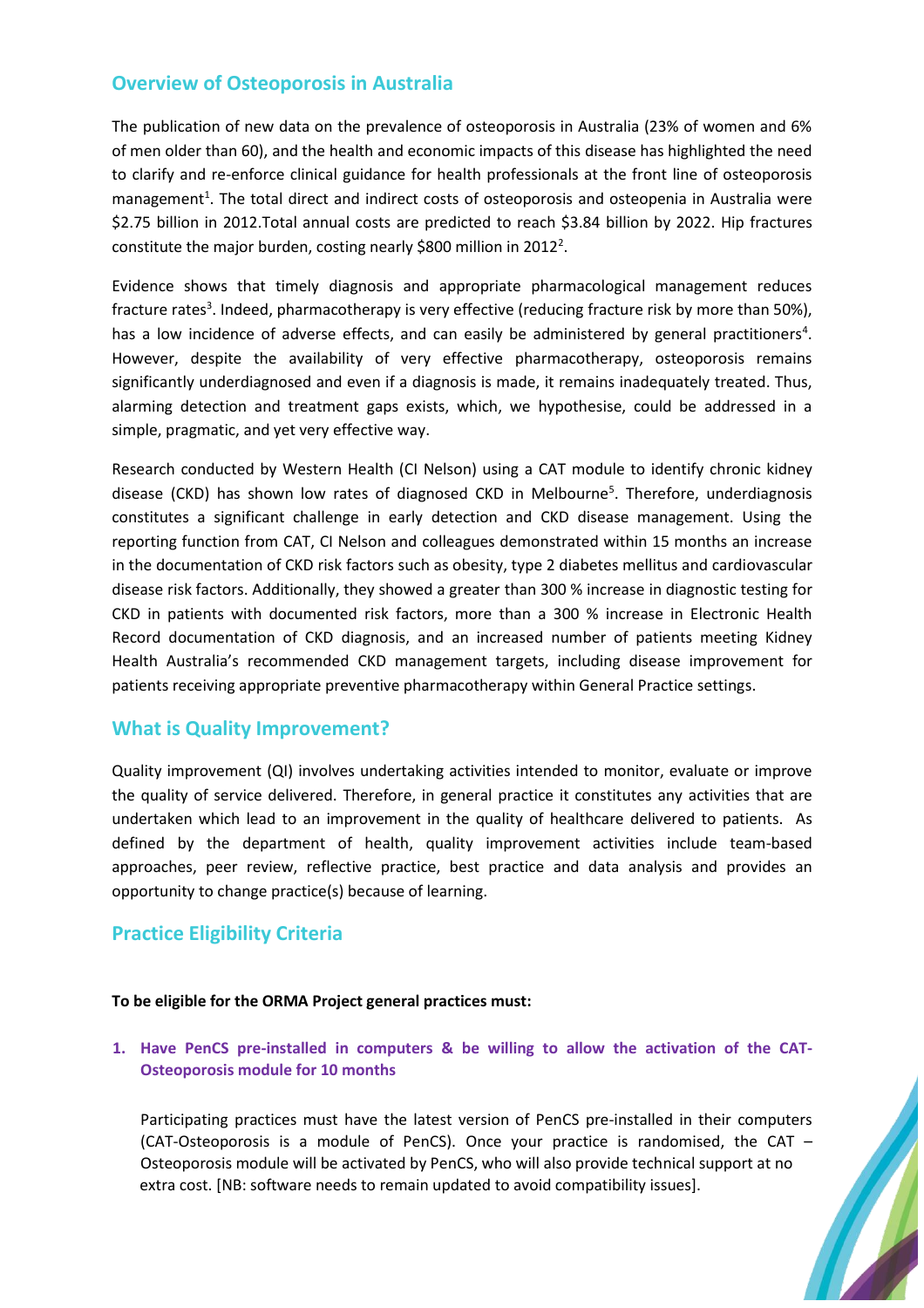## Overview of Osteoporosis in Australia

The publication of new data on the prevalence of osteoporosis in Australia (23% of women and 6% of men older than 60), and the health and economic impacts of this disease has highlighted the need to clarify and re-enforce clinical guidance for health professionals at the front line of osteoporosis management[1]. The total direct and indirect costs of osteoporosis and osteopenia in Australia were $2.75 billion in 2012.Total annual costs are predicted to reach $3.84 billion by 2022. Hip fractures constitute the major burden, costing nearly $800 million in 2012[2].

Evidence shows that timely diagnosis and appropriate pharmacological management reduces fracture rates[3]. Indeed, pharmacotherapy is very effective (reducing fracture risk by more than 50%), has a low incidence of adverse effects, and can easily be administered by general practitioners[4]. However, despite the availability of very effective pharmacotherapy, osteoporosis remains significantly underdiagnosed and even if a diagnosis is made, it remains inadequately treated. Thus, alarming detection and treatment gaps exists, which, we hypothesise, could be addressed in a simple, pragmatic, and yet very effective way.

Research conducted by Western Health (CI Nelson) using a CAT module to identify chronic kidney disease (CKD) has shown low rates of diagnosed CKD in Melbourne[5]. Therefore, underdiagnosis constitutes a significant challenge in early detection and CKD disease management. Using the reporting function from CAT, CI Nelson and colleagues demonstrated within 15 months an increase in the documentation of CKD risk factors such as obesity, type 2 diabetes mellitus and cardiovascular disease risk factors. Additionally, they showed a greater than 300 % increase in diagnostic testing for CKD in patients with documented risk factors, more than a 300 % increase in Electronic Health Record documentation of CKD diagnosis, and an increased number of patients meeting Kidney Health Australia's recommended CKD management targets, including disease improvement for patients receiving appropriate preventive pharmacotherapy within General Practice settings.

## What is Quality Improvement?

Quality improvement (QI) involves undertaking activities intended to monitor, evaluate or improve the quality of service delivered. Therefore, in general practice it constitutes any activities that are undertaken which lead to an improvement in the quality of healthcare delivered to patients. As defined by the department of health, quality improvement activities include team-based approaches, peer review, reflective practice, best practice and data analysis and provides an opportunity to change practice(s) because of learning.

## Practice Eligibility Criteria

**To be eligible for the ORMA Project general practices must:**

1. **Have PenCS pre-installed in computers & be willing to allow the activation of the CAT-Osteoporosis module for 10 months**

   Participating practices must have the latest version of PenCS pre-installed in their computers (CAT-Osteoporosis is a module of PenCS). Once your practice is randomised, the CAT – Osteoporosis module will be activated by PenCS, who will also provide technical support at no extra cost. [NB: software needs to remain updated to avoid compatibility issues].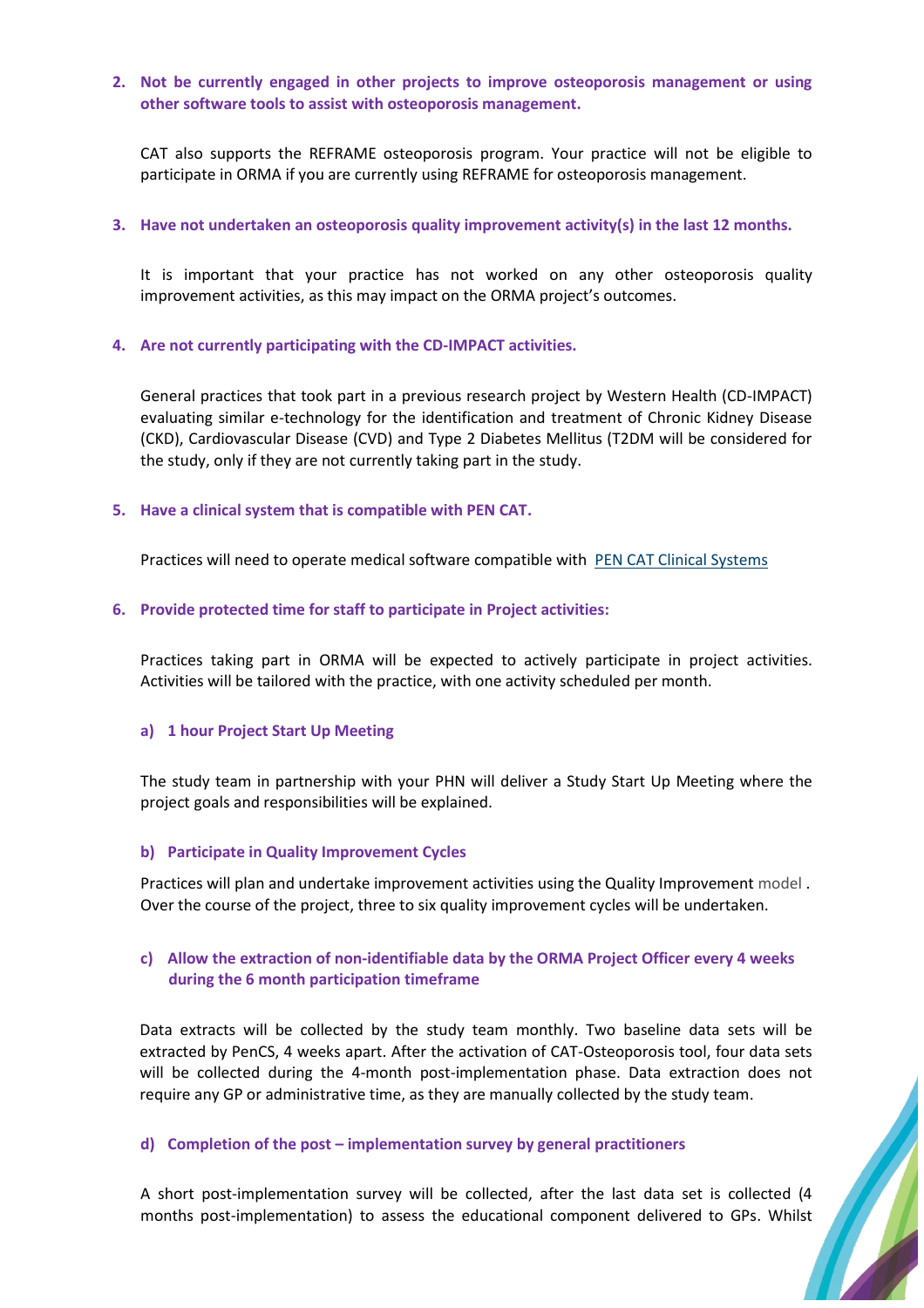2. **Not be currently engaged in other projects to improve osteoporosis management or using other software tools to assist with osteoporosis management.**

   CAT also supports the REFRAME osteoporosis program. Your practice will not be eligible to participate in ORMA if you are currently using REFRAME for osteoporosis management.

3. **Have not undertaken an osteoporosis quality improvement activity(s) in the last 12 months.**

   It is important that your practice has not worked on any other osteoporosis quality improvement activities, as this may impact on the ORMA project's outcomes.

4. **Are not currently participating with the CD-IMPACT activities.**

   General practices that took part in a previous research project by Western Health (CD-IMPACT) evaluating similar e-technology for the identification and treatment of Chronic Kidney Disease (CKD), Cardiovascular Disease (CVD) and Type 2 Diabetes Mellitus (T2DM will be considered for the study, only if they are not currently taking part in the study.

5. **Have a clinical system that is compatible with PEN CAT.**

   Practices will need to operate medical software compatible with PEN CAT Clinical Systems

6. **Provide protected time for staff to participate in Project activities:**

   Practices taking part in ORMA will be expected to actively participate in project activities. Activities will be tailored with the practice, with one activity scheduled per month.

   **a) 1 hour Project Start Up Meeting**

   The study team in partnership with your PHN will deliver a Study Start Up Meeting where the project goals and responsibilities will be explained.

   **b) Participate in Quality Improvement Cycles**

   Practices will plan and undertake improvement activities using the Quality Improvement model . Over the course of the project, three to six quality improvement cycles will be undertaken.

   **c) Allow the extraction of non-identifiable data by the ORMA Project Officer every 4 weeks during the 6 month participation timeframe**

   Data extracts will be collected by the study team monthly. Two baseline data sets will be extracted by PenCS, 4 weeks apart. After the activation of CAT-Osteoporosis tool, four data sets will be collected during the 4-month post-implementation phase. Data extraction does not require any GP or administrative time, as they are manually collected by the study team.

   **d) Completion of the post – implementation survey by general practitioners**

   A short post-implementation survey will be collected, after the last data set is collected (4 months post-implementation) to assess the educational component delivered to GPs. Whilst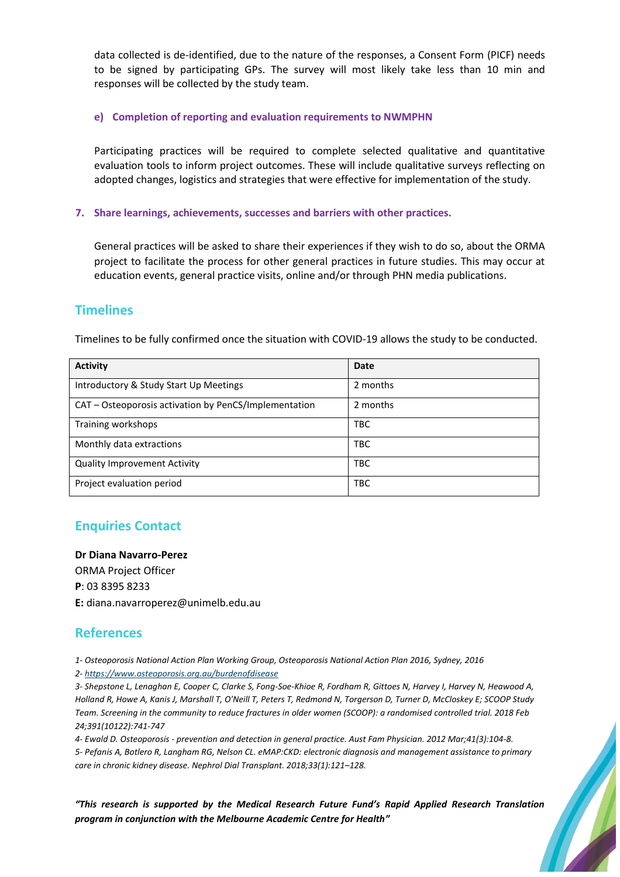data collected is de-identified, due to the nature of the responses, a Consent Form (PICF) needs to be signed by participating GPs. The survey will most likely take less than 10 min and responses will be collected by the study team.

#### e) Completion of reporting and evaluation requirements to NWMPHN

Participating practices will be required to complete selected qualitative and quantitative evaluation tools to inform project outcomes. These will include qualitative surveys reflecting on adopted changes, logistics and strategies that were effective for implementation of the study.

### 7. Share learnings, achievements, successes and barriers with other practices.

General practices will be asked to share their experiences if they wish to do so, about the ORMA project to facilitate the process for other general practices in future studies. This may occur at education events, general practice visits, online and/or through PHN media publications.

## Timelines

Timelines to be fully confirmed once the situation with COVID-19 allows the study to be conducted.

| Activity | Date |
|---|---|
| Introductory & Study Start Up Meetings | 2 months |
| CAT – Osteoporosis activation by PenCS/Implementation | 2 months |
| Training workshops | TBC |
| Monthly data extractions | TBC |
| Quality Improvement Activity | TBC |
| Project evaluation period | TBC |

## Enquiries Contact

**Dr Diana Navarro-Perez**
ORMA Project Officer
**P**: 03 8395 8233
**E:** diana.navarroperez@unimelb.edu.au

## References

*1- Osteoporosis National Action Plan Working Group, Osteoporosis National Action Plan 2016, Sydney, 2016*

*2- https://www.osteoporosis.org.au/burdenofdisease*

*3- Shepstone L, Lenaghan E, Cooper C, Clarke S, Fong-Soe-Khioe R, Fordham R, Gittoes N, Harvey I, Harvey N, Heawood A, Holland R, Howe A, Kanis J, Marshall T, O'Neill T, Peters T, Redmond N, Torgerson D, Turner D, McCloskey E; SCOOP Study Team. Screening in the community to reduce fractures in older women (SCOOP): a randomised controlled trial. 2018 Feb 24;391(10122):741-747*

*4- Ewald D. Osteoporosis - prevention and detection in general practice. Aust Fam Physician. 2012 Mar;41(3):104-8.*

*5- Pefanis A, Botlero R, Langham RG, Nelson CL. eMAP:CKD: electronic diagnosis and management assistance to primary care in chronic kidney disease. Nephrol Dial Transplant. 2018;33(1):121–128.*

***"This research is supported by the Medical Research Future Fund's Rapid Applied Research Translation program in conjunction with the Melbourne Academic Centre for Health"***